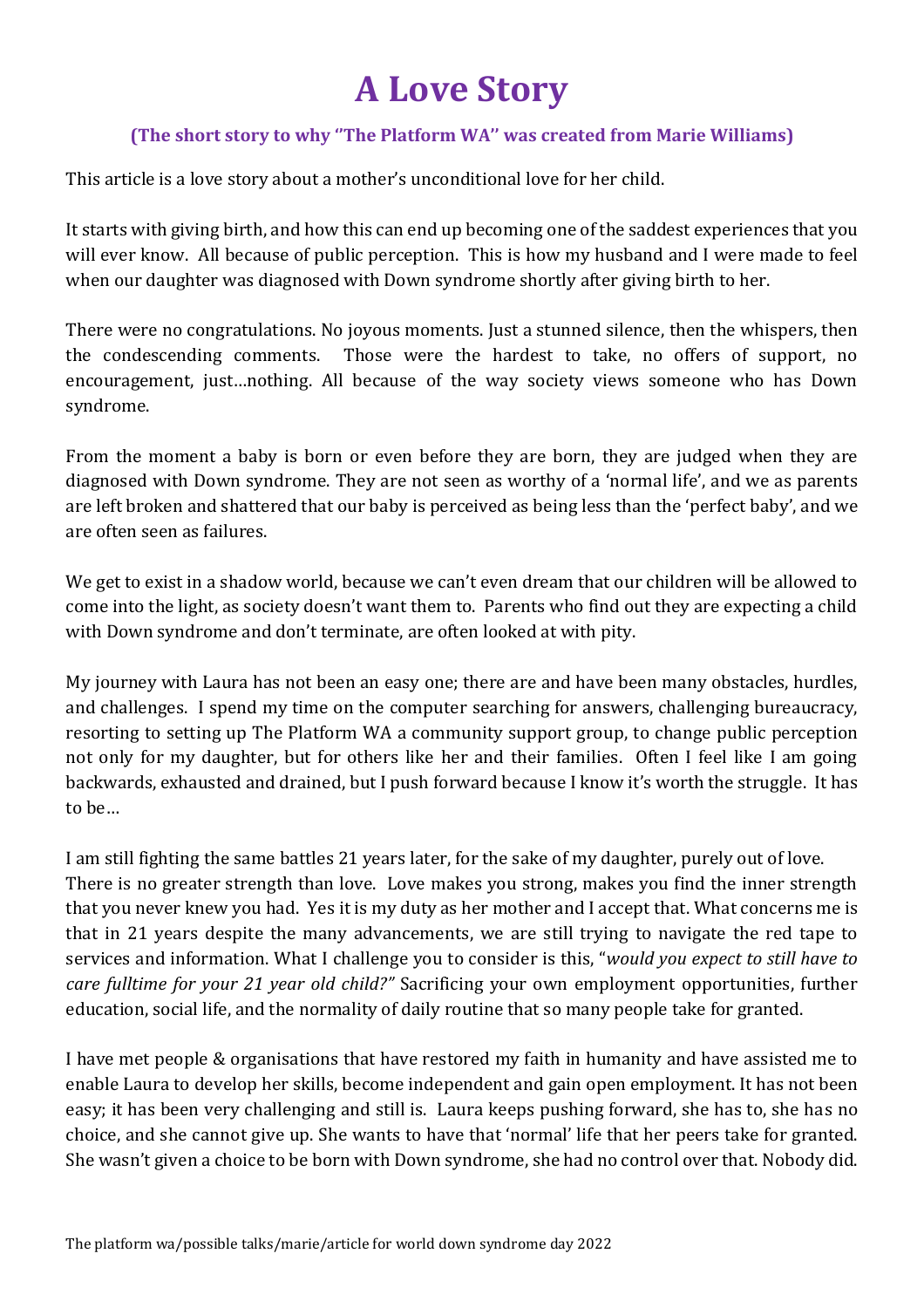# A Love Story

**(The short story to why "The Platform WA" was created from Marie Williams)**

This article is a love story about a mother's unconditional love for her child.

It starts with giving birth, and how this can end up becoming one of the saddest experiences that you will ever know. All because of public perception. This is how my husband and I were made to feel when our daughter was diagnosed with Down syndrome shortly after giving birth to her.

There were no congratulations. No joyous moments. Just a stunned silence, then the whispers, then the condescending comments. Those were the hardest to take, no offers of support, no encouragement, just…nothing. All because of the way society views someone who has Down syndrome.

From the moment a baby is born or even before they are born, they are judged when they are diagnosed with Down syndrome. They are not seen as worthy of a 'normal life', and we as parents are left broken and shattered that our baby is perceived as being less than the 'perfect baby', and we are often seen as failures.

We get to exist in a shadow world, because we can't even dream that our children will be allowed to come into the light, as society doesn't want them to. Parents who find out they are expecting a child with Down syndrome and don't terminate, are often looked at with pity.

My journey with Laura has not been an easy one; there are and have been many obstacles, hurdles, and challenges. I spend my time on the computer searching for answers, challenging bureaucracy, resorting to setting up The Platform WA a community support group, to change public perception not only for my daughter, but for others like her and their families. Often I feel like I am going backwards, exhausted and drained, but I push forward because I know it's worth the struggle. It has to be…

I am still fighting the same battles 21 years later, for the sake of my daughter, purely out of love. There is no greater strength than love. Love makes you strong, makes you find the inner strength that you never knew you had. Yes it is my duty as her mother and I accept that. What concerns me is that in 21 years despite the many advancements, we are still trying to navigate the red tape to services and information. What I challenge you to consider is this, "*would you expect to still have to care fulltime for your 21 year old child?"* Sacrificing your own employment opportunities, further education, social life, and the normality of daily routine that so many people take for granted.

I have met people & organisations that have restored my faith in humanity and have assisted me to enable Laura to develop her skills, become independent and gain open employment. It has not been easy; it has been very challenging and still is. Laura keeps pushing forward, she has to, she has no choice, and she cannot give up. She wants to have that 'normal' life that her peers take for granted. She wasn't given a choice to be born with Down syndrome, she had no control over that. Nobody did.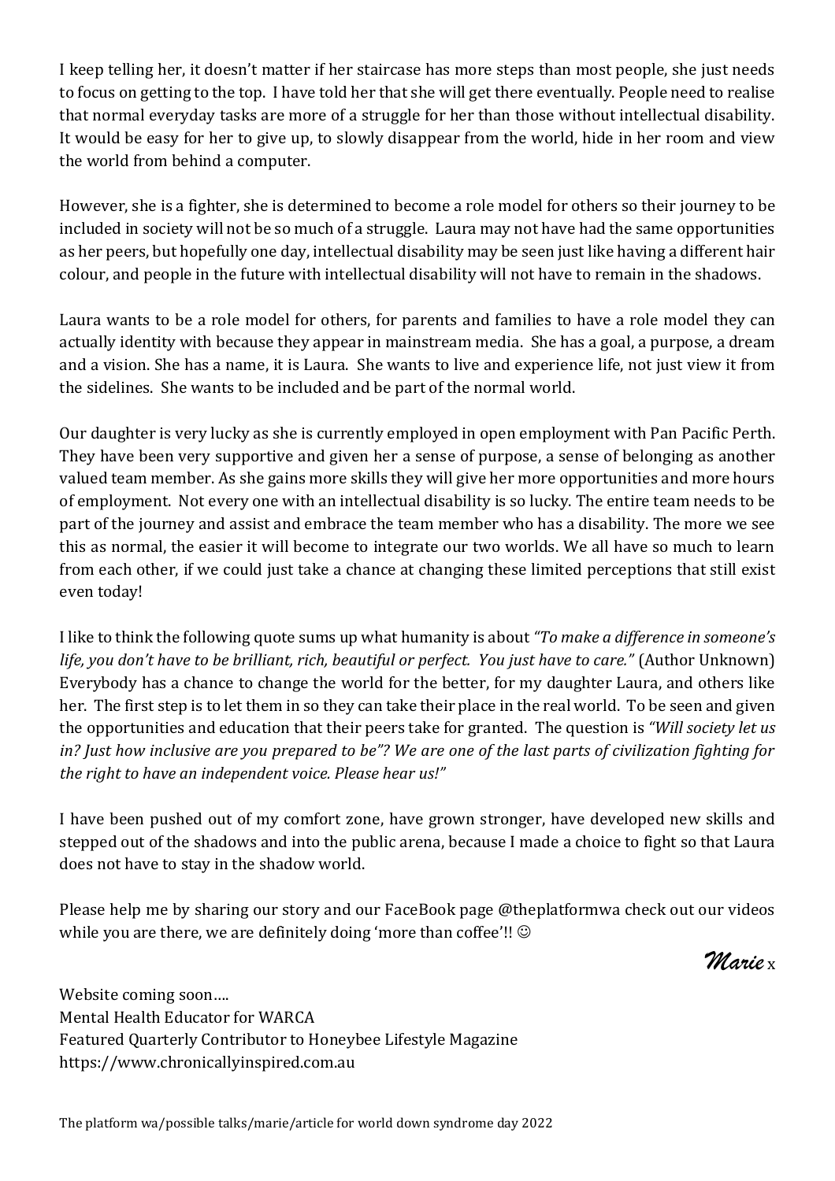I keep telling her, it doesn't matter if her staircase has more steps than most people, she just needs to focus on getting to the top. I have told her that she will get there eventually. People need to realise that normal everyday tasks are more of a struggle for her than those without intellectual disability. It would be easy for her to give up, to slowly disappear from the world, hide in her room and view the world from behind a computer.

However, she is a fighter, she is determined to become a role model for others so their journey to be included in society will not be so much of a struggle. Laura may not have had the same opportunities as her peers, but hopefully one day, intellectual disability may be seen just like having a different hair colour, and people in the future with intellectual disability will not have to remain in the shadows.

Laura wants to be a role model for others, for parents and families to have a role model they can actually identity with because they appear in mainstream media. She has a goal, a purpose, a dream and a vision. She has a name, it is Laura. She wants to live and experience life, not just view it from the sidelines. She wants to be included and be part of the normal world.

Our daughter is very lucky as she is currently employed in open employment with Pan Pacific Perth. They have been very supportive and given her a sense of purpose, a sense of belonging as another valued team member. As she gains more skills they will give her more opportunities and more hours of employment. Not every one with an intellectual disability is so lucky. The entire team needs to be part of the journey and assist and embrace the team member who has a disability. The more we see this as normal, the easier it will become to integrate our two worlds. We all have so much to learn from each other, if we could just take a chance at changing these limited perceptions that still exist even today!

I like to think the following quote sums up what humanity is about *"To make a difference in someone's life, you don't have to be brilliant, rich, beautiful or perfect. You just have to care."* (Author Unknown) Everybody has a chance to change the world for the better, for my daughter Laura, and others like her. The first step is to let them in so they can take their place in the real world. To be seen and given the opportunities and education that their peers take for granted. The question is *"Will society let us in? Just how inclusive are you prepared to be"? We are one of the last parts of civilization fighting for the right to have an independent voice. Please hear us!"*

I have been pushed out of my comfort zone, have grown stronger, have developed new skills and stepped out of the shadows and into the public arena, because I made a choice to fight so that Laura does not have to stay in the shadow world.

Please help me by sharing our story and our FaceBook page @theplatformwa check out our videos while you are there, we are definitely doing 'more than coffee'!! ☺

*Marie* x

Website coming soon….
Mental Health Educator for WARCA
Featured Quarterly Contributor to Honeybee Lifestyle Magazine
https://www.chronicallyinspired.com.au

The platform wa/possible talks/marie/article for world down syndrome day 2022